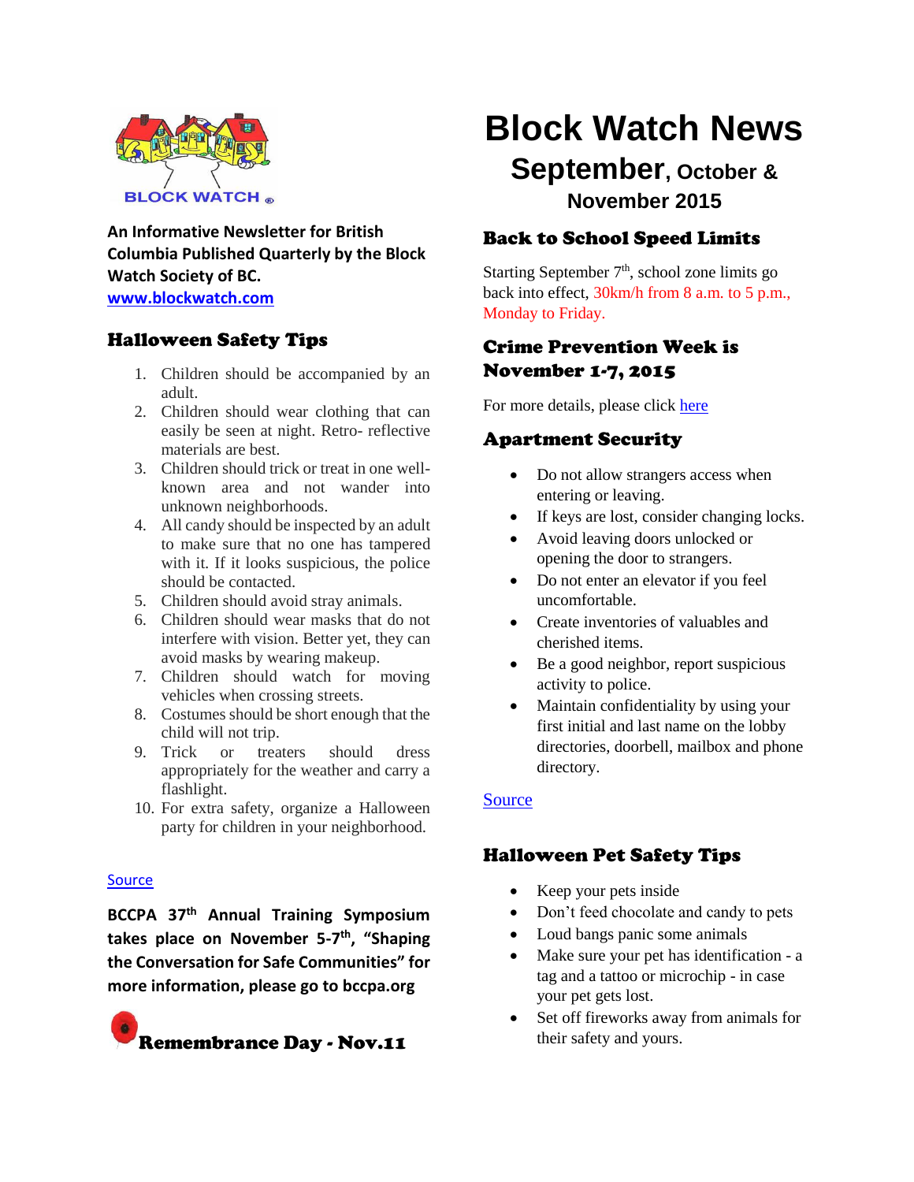BLOCK WATCH ®

**An Informative Newsletter for British Columbia Published Quarterly by the Block Watch Society of BC.**
**www.blockwatch.com**

# Block Watch News

## September, October & November 2015

### Halloween Safety Tips

1. Children should be accompanied by an adult.
2. Children should wear clothing that can easily be seen at night. Retro- reflective materials are best.
3. Children should trick or treat in one well-known area and not wander into unknown neighborhoods.
4. All candy should be inspected by an adult to make sure that no one has tampered with it. If it looks suspicious, the police should be contacted.
5. Children should avoid stray animals.
6. Children should wear masks that do not interfere with vision. Better yet, they can avoid masks by wearing makeup.
7. Children should watch for moving vehicles when crossing streets.
8. Costumes should be short enough that the child will not trip.
9. Trick or treaters should dress appropriately for the weather and carry a flashlight.
10. For extra safety, organize a Halloween party for children in your neighborhood.

Source

**BCCPA 37th Annual Training Symposium takes place on November 5-7th, "Shaping the Conversation for Safe Communities" for more information, please go to bccpa.org**

### Remembrance Day - Nov.11

### Back to School Speed Limits

Starting September 7th, school zone limits go back into effect, 30km/h from 8 a.m. to 5 p.m., Monday to Friday.

### Crime Prevention Week is November 1-7, 2015

For more details, please click here

### Apartment Security

- Do not allow strangers access when entering or leaving.
- If keys are lost, consider changing locks.
- Avoid leaving doors unlocked or opening the door to strangers.
- Do not enter an elevator if you feel uncomfortable.
- Create inventories of valuables and cherished items.
- Be a good neighbor, report suspicious activity to police.
- Maintain confidentiality by using your first initial and last name on the lobby directories, doorbell, mailbox and phone directory.

Source

### Halloween Pet Safety Tips

- Keep your pets inside
- Don't feed chocolate and candy to pets
- Loud bangs panic some animals
- Make sure your pet has identification - a tag and a tattoo or microchip - in case your pet gets lost.
- Set off fireworks away from animals for their safety and yours.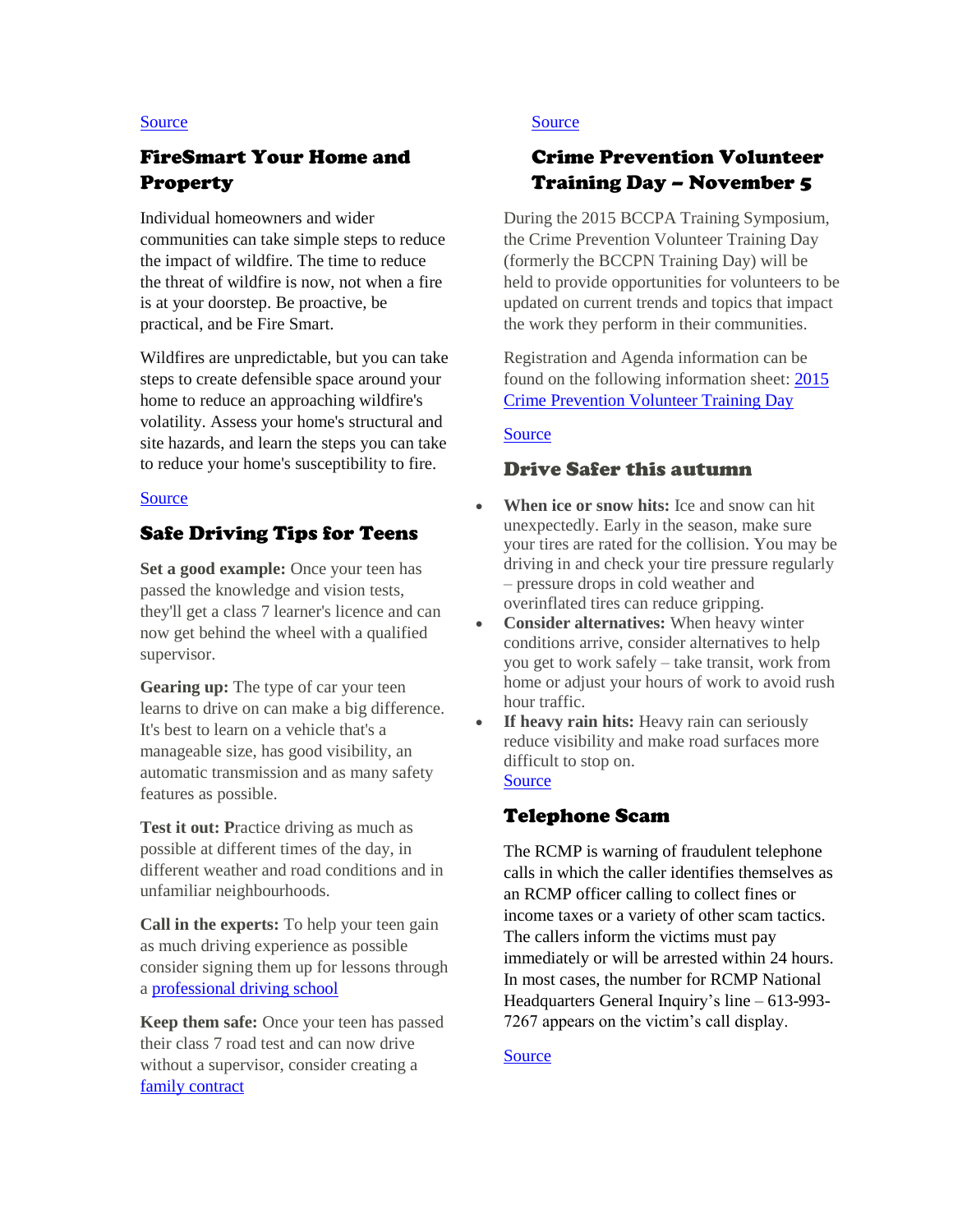[Source](#)

## FireSmart Your Home and Property

Individual homeowners and wider communities can take simple steps to reduce the impact of wildfire. The time to reduce the threat of wildfire is now, not when a fire is at your doorstep. Be proactive, be practical, and be Fire Smart.

Wildfires are unpredictable, but you can take steps to create defensible space around your home to reduce an approaching wildfire's volatility. Assess your home's structural and site hazards, and learn the steps you can take to reduce your home's susceptibility to fire.

[Source](#)

## Safe Driving Tips for Teens

**Set a good example:** Once your teen has passed the knowledge and vision tests, they'll get a class 7 learner's licence and can now get behind the wheel with a qualified supervisor.

**Gearing up:** The type of car your teen learns to drive on can make a big difference. It's best to learn on a vehicle that's a manageable size, has good visibility, an automatic transmission and as many safety features as possible.

**Test it out: P**ractice driving as much as possible at different times of the day, in different weather and road conditions and in unfamiliar neighbourhoods.

**Call in the experts:** To help your teen gain as much driving experience as possible consider signing them up for lessons through a [professional driving school](#)

**Keep them safe:** Once your teen has passed their class 7 road test and can now drive without a supervisor, consider creating a [family contract](#)

[Source](#)

## Crime Prevention Volunteer Training Day – November 5

During the 2015 BCCPA Training Symposium, the Crime Prevention Volunteer Training Day (formerly the BCCPN Training Day) will be held to provide opportunities for volunteers to be updated on current trends and topics that impact the work they perform in their communities.

Registration and Agenda information can be found on the following information sheet: [2015 Crime Prevention Volunteer Training Day](#)

[Source](#)

## Drive Safer this autumn

- **When ice or snow hits:** Ice and snow can hit unexpectedly. Early in the season, make sure your tires are rated for the collision. You may be driving in and check your tire pressure regularly – pressure drops in cold weather and overinflated tires can reduce gripping.
- **Consider alternatives:** When heavy winter conditions arrive, consider alternatives to help you get to work safely – take transit, work from home or adjust your hours of work to avoid rush hour traffic.
- **If heavy rain hits:** Heavy rain can seriously reduce visibility and make road surfaces more difficult to stop on.
  [Source](#)

## Telephone Scam

The RCMP is warning of fraudulent telephone calls in which the caller identifies themselves as an RCMP officer calling to collect fines or income taxes or a variety of other scam tactics. The callers inform the victims must pay immediately or will be arrested within 24 hours. In most cases, the number for RCMP National Headquarters General Inquiry's line – 613-993-7267 appears on the victim's call display.

[Source](#)